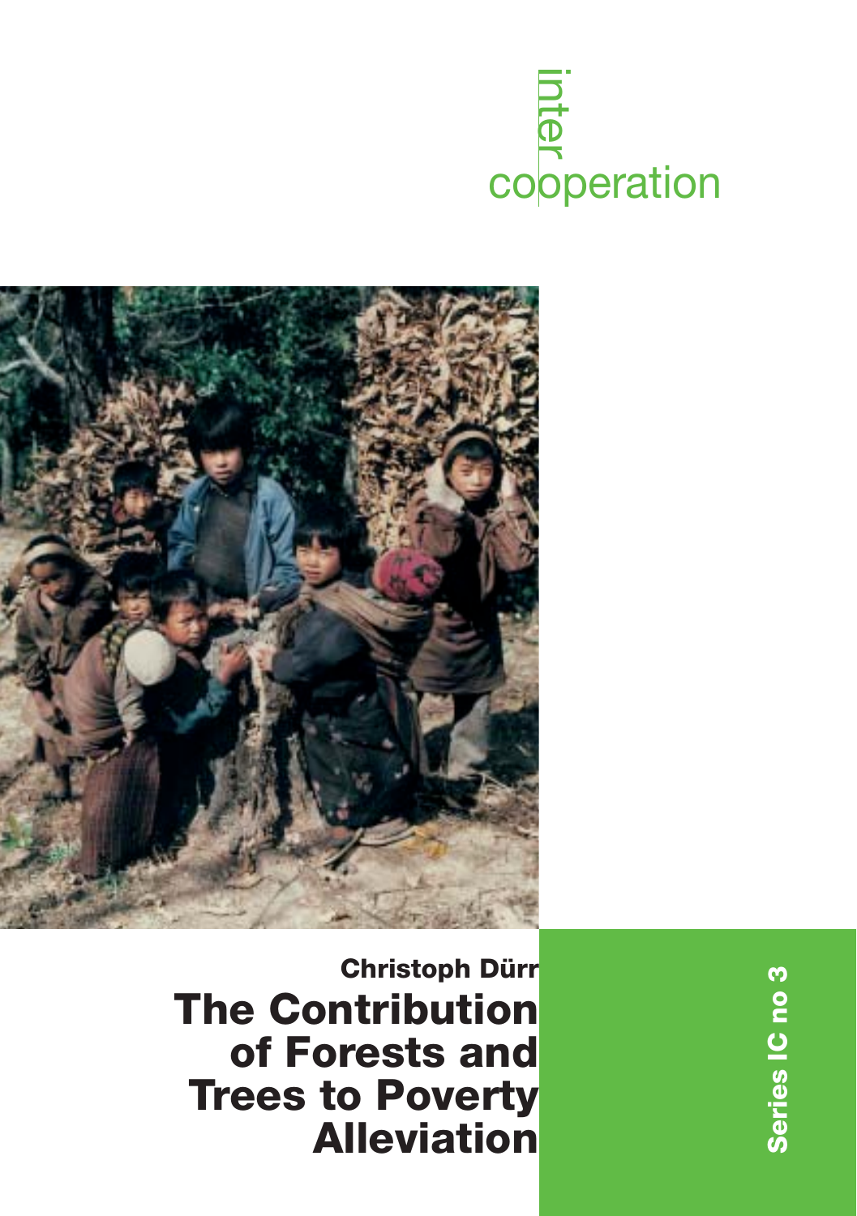intercooperation

Christoph Dürr

# The Contribution of Forests and Trees to Poverty Alleviation

Series IC no 3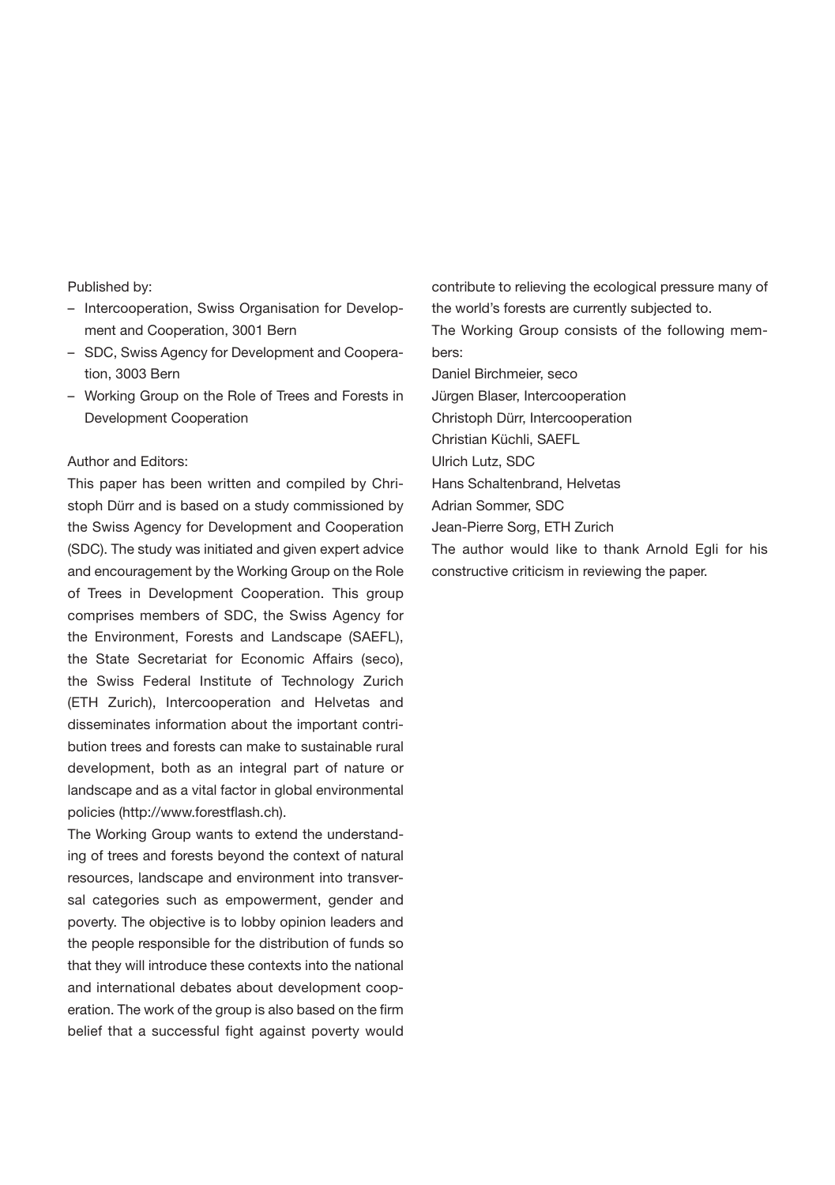Published by:

- Intercooperation, Swiss Organisation for Development and Cooperation, 3001 Bern
- SDC, Swiss Agency for Development and Cooperation, 3003 Bern
- Working Group on the Role of Trees and Forests in Development Cooperation

Author and Editors:

This paper has been written and compiled by Christoph Dürr and is based on a study commissioned by the Swiss Agency for Development and Cooperation (SDC). The study was initiated and given expert advice and encouragement by the Working Group on the Role of Trees in Development Cooperation. This group comprises members of SDC, the Swiss Agency for the Environment, Forests and Landscape (SAEFL), the State Secretariat for Economic Affairs (seco), the Swiss Federal Institute of Technology Zurich (ETH Zurich), Intercooperation and Helvetas and disseminates information about the important contribution trees and forests can make to sustainable rural development, both as an integral part of nature or landscape and as a vital factor in global environmental policies (http://www.forestflash.ch).

The Working Group wants to extend the understanding of trees and forests beyond the context of natural resources, landscape and environment into transversal categories such as empowerment, gender and poverty. The objective is to lobby opinion leaders and the people responsible for the distribution of funds so that they will introduce these contexts into the national and international debates about development cooperation. The work of the group is also based on the firm belief that a successful fight against poverty would contribute to relieving the ecological pressure many of the world's forests are currently subjected to.

The Working Group consists of the following members:

Daniel Birchmeier, seco
Jürgen Blaser, Intercooperation
Christoph Dürr, Intercooperation
Christian Küchli, SAEFL
Ulrich Lutz, SDC
Hans Schaltenbrand, Helvetas
Adrian Sommer, SDC
Jean-Pierre Sorg, ETH Zurich

The author would like to thank Arnold Egli for his constructive criticism in reviewing the paper.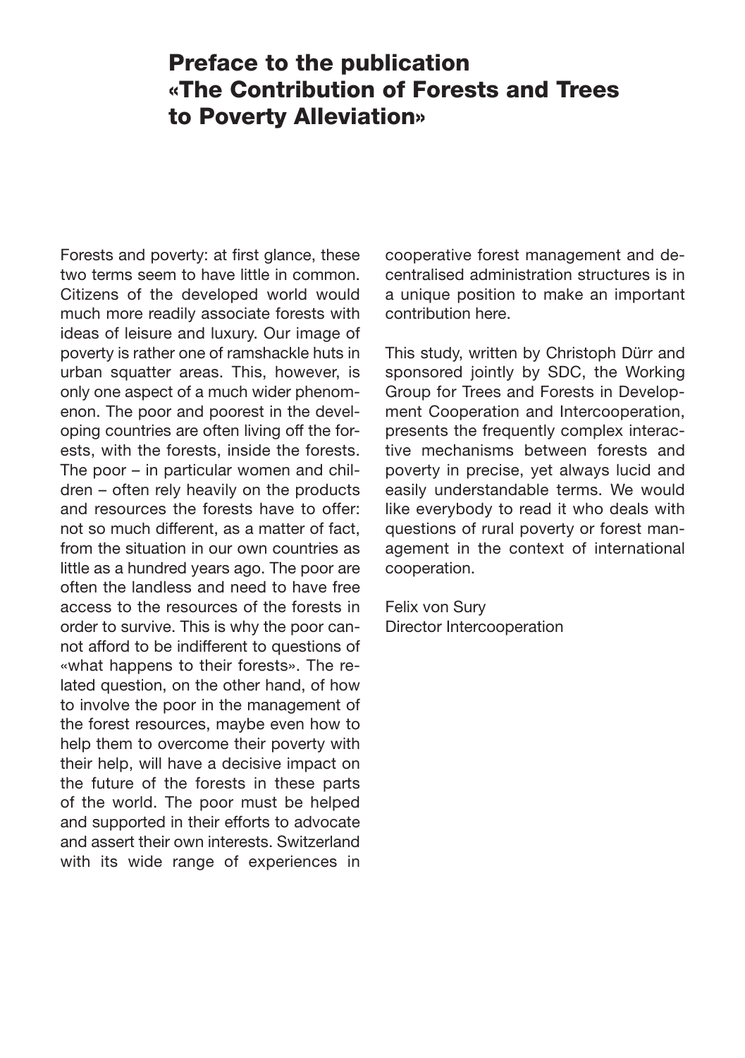# Preface to the publication «The Contribution of Forests and Trees to Poverty Alleviation»

Forests and poverty: at first glance, these two terms seem to have little in common. Citizens of the developed world would much more readily associate forests with ideas of leisure and luxury. Our image of poverty is rather one of ramshackle huts in urban squatter areas. This, however, is only one aspect of a much wider phenomenon. The poor and poorest in the developing countries are often living off the forests, with the forests, inside the forests. The poor – in particular women and children – often rely heavily on the products and resources the forests have to offer: not so much different, as a matter of fact, from the situation in our own countries as little as a hundred years ago. The poor are often the landless and need to have free access to the resources of the forests in order to survive. This is why the poor cannot afford to be indifferent to questions of «what happens to their forests». The related question, on the other hand, of how to involve the poor in the management of the forest resources, maybe even how to help them to overcome their poverty with their help, will have a decisive impact on the future of the forests in these parts of the world. The poor must be helped and supported in their efforts to advocate and assert their own interests. Switzerland with its wide range of experiences in cooperative forest management and decentralised administration structures is in a unique position to make an important contribution here.

This study, written by Christoph Dürr and sponsored jointly by SDC, the Working Group for Trees and Forests in Development Cooperation and Intercooperation, presents the frequently complex interactive mechanisms between forests and poverty in precise, yet always lucid and easily understandable terms. We would like everybody to read it who deals with questions of rural poverty or forest management in the context of international cooperation.

Felix von Sury
Director Intercooperation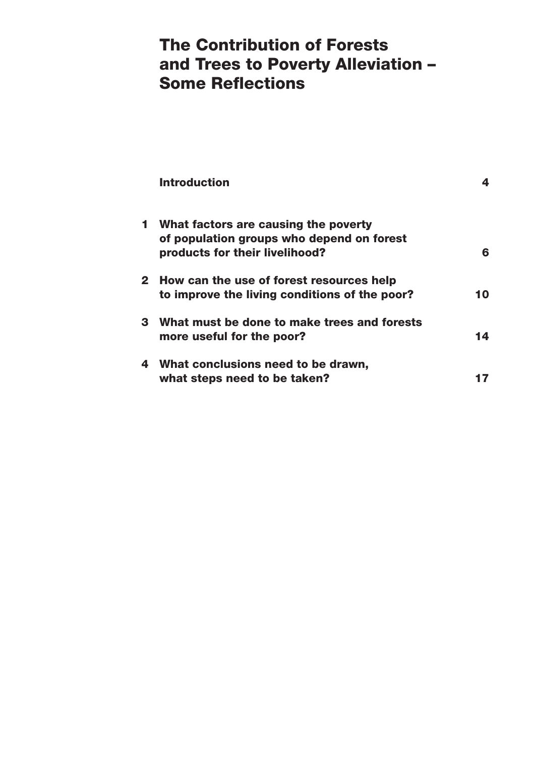# The Contribution of Forests and Trees to Poverty Alleviation – Some Reflections

| | | |
|---|---|---|
| | **Introduction** | **4** |
| **1** | **What factors are causing the poverty of population groups who depend on forest products for their livelihood?** | **6** |
| **2** | **How can the use of forest resources help to improve the living conditions of the poor?** | **10** |
| **3** | **What must be done to make trees and forests more useful for the poor?** | **14** |
| **4** | **What conclusions need to be drawn, what steps need to be taken?** | **17** |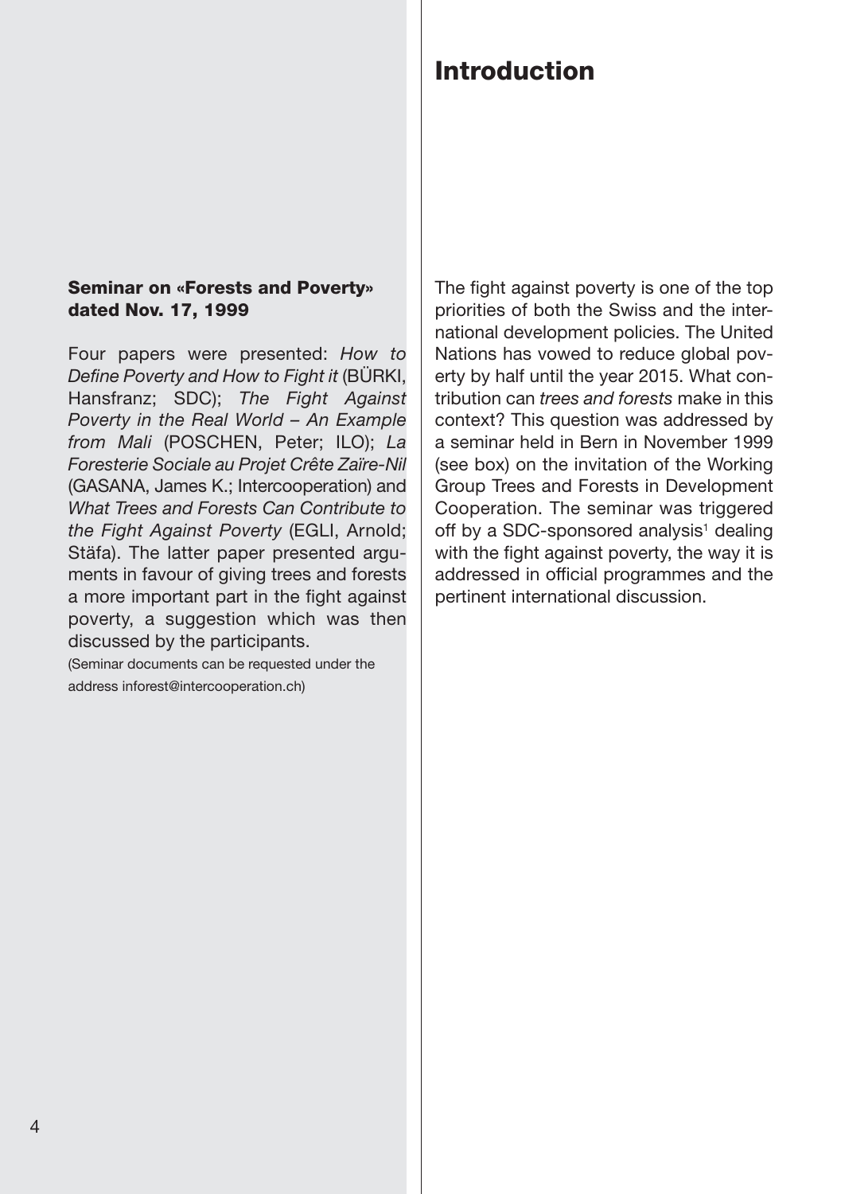# Introduction

The fight against poverty is one of the top priorities of both the Swiss and the international development policies. The United Nations has vowed to reduce global poverty by half until the year 2015. What contribution can *trees and forests* make in this context? This question was addressed by a seminar held in Bern in November 1999 (see box) on the invitation of the Working Group Trees and Forests in Development Cooperation. The seminar was triggered off by a SDC-sponsored analysis[1] dealing with the fight against poverty, the way it is addressed in official programmes and the pertinent international discussion.

**Seminar on «Forests and Poverty» dated Nov. 17, 1999**

Four papers were presented: *How to Define Poverty and How to Fight it* (BÜRKI, Hansfranz; SDC); *The Fight Against Poverty in the Real World – An Example from Mali* (POSCHEN, Peter; ILO); *La Foresterie Sociale au Projet Crête Zaïre-Nil* (GASANA, James K.; Intercooperation) and *What Trees and Forests Can Contribute to the Fight Against Poverty* (EGLI, Arnold; Stäfa). The latter paper presented arguments in favour of giving trees and forests a more important part in the fight against poverty, a suggestion which was then discussed by the participants.

(Seminar documents can be requested under the address inforest@intercooperation.ch)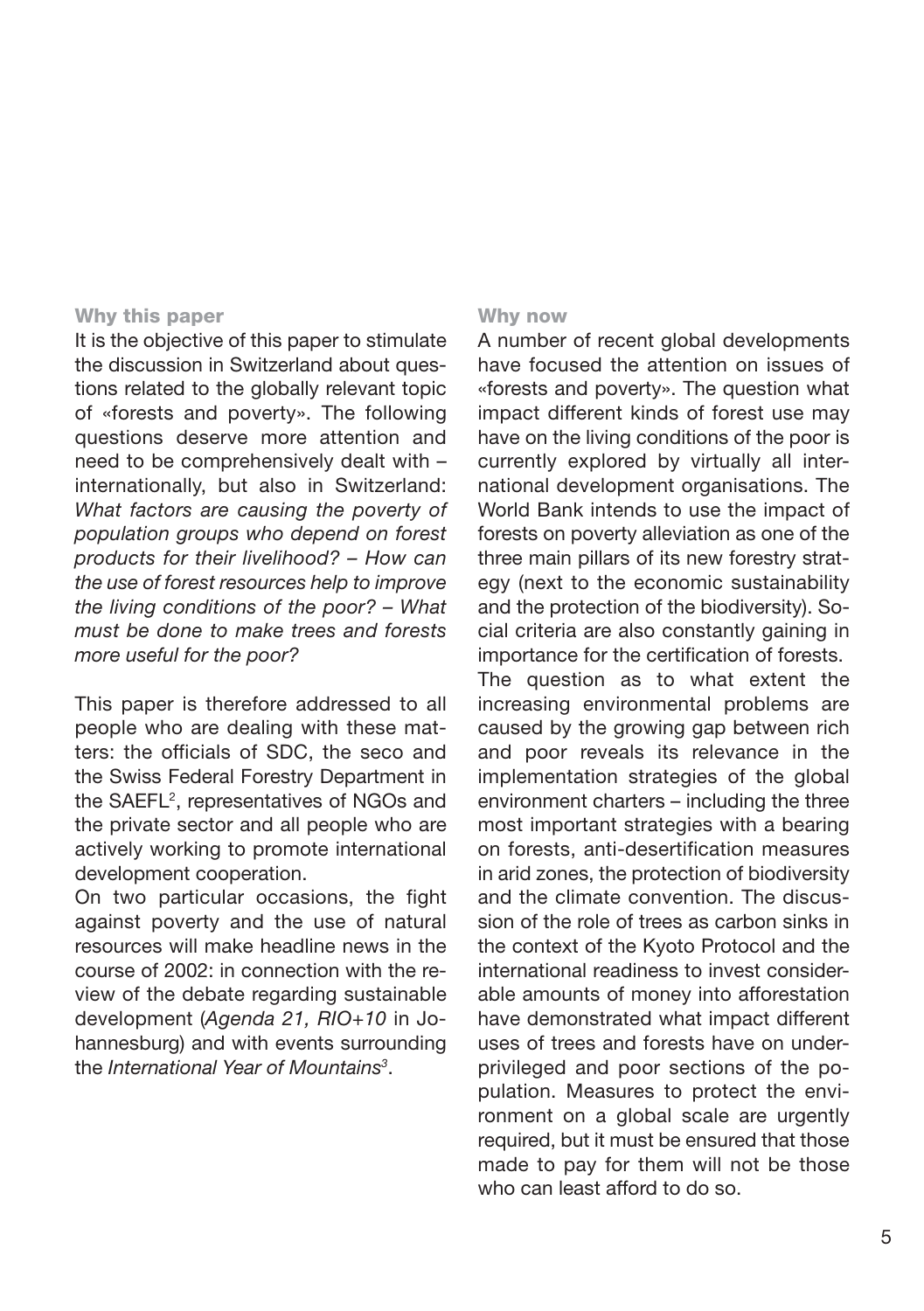## Why this paper

It is the objective of this paper to stimulate the discussion in Switzerland about questions related to the globally relevant topic of «forests and poverty». The following questions deserve more attention and need to be comprehensively dealt with – internationally, but also in Switzerland: *What factors are causing the poverty of population groups who depend on forest products for their livelihood? – How can the use of forest resources help to improve the living conditions of the poor? – What must be done to make trees and forests more useful for the poor?*

This paper is therefore addressed to all people who are dealing with these matters: the officials of SDC, the seco and the Swiss Federal Forestry Department in the SAEFL[2], representatives of NGOs and the private sector and all people who are actively working to promote international development cooperation.

On two particular occasions, the fight against poverty and the use of natural resources will make headline news in the course of 2002: in connection with the review of the debate regarding sustainable development (*Agenda 21, RIO+10* in Johannesburg) and with events surrounding the *International Year of Mountains*[3].

## Why now

A number of recent global developments have focused the attention on issues of «forests and poverty». The question what impact different kinds of forest use may have on the living conditions of the poor is currently explored by virtually all international development organisations. The World Bank intends to use the impact of forests on poverty alleviation as one of the three main pillars of its new forestry strategy (next to the economic sustainability and the protection of the biodiversity). Social criteria are also constantly gaining in importance for the certification of forests.

The question as to what extent the increasing environmental problems are caused by the growing gap between rich and poor reveals its relevance in the implementation strategies of the global environment charters – including the three most important strategies with a bearing on forests, anti-desertification measures in arid zones, the protection of biodiversity and the climate convention. The discussion of the role of trees as carbon sinks in the context of the Kyoto Protocol and the international readiness to invest considerable amounts of money into afforestation have demonstrated what impact different uses of trees and forests have on underprivileged and poor sections of the population. Measures to protect the environment on a global scale are urgently required, but it must be ensured that those made to pay for them will not be those who can least afford to do so.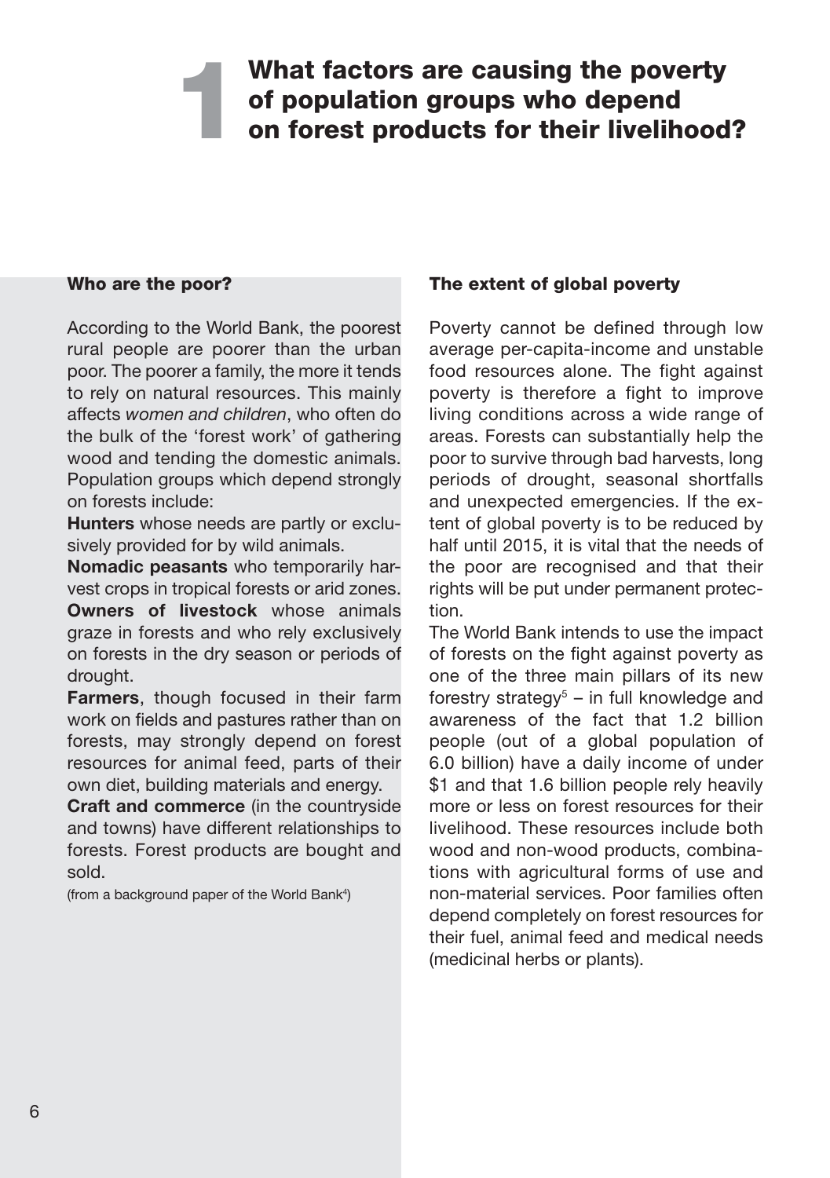# 1 What factors are causing the poverty of population groups who depend on forest products for their livelihood?

#### Who are the poor?

According to the World Bank, the poorest rural people are poorer than the urban poor. The poorer a family, the more it tends to rely on natural resources. This mainly affects *women and children*, who often do the bulk of the 'forest work' of gathering wood and tending the domestic animals. Population groups which depend strongly on forests include:

**Hunters** whose needs are partly or exclusively provided for by wild animals.

**Nomadic peasants** who temporarily harvest crops in tropical forests or arid zones.

**Owners of livestock** whose animals graze in forests and who rely exclusively on forests in the dry season or periods of drought.

**Farmers**, though focused in their farm work on fields and pastures rather than on forests, may strongly depend on forest resources for animal feed, parts of their own diet, building materials and energy.

**Craft and commerce** (in the countryside and towns) have different relationships to forests. Forest products are bought and sold.

(from a background paper of the World Bank[4])

#### The extent of global poverty

Poverty cannot be defined through low average per-capita-income and unstable food resources alone. The fight against poverty is therefore a fight to improve living conditions across a wide range of areas. Forests can substantially help the poor to survive through bad harvests, long periods of drought, seasonal shortfalls and unexpected emergencies. If the extent of global poverty is to be reduced by half until 2015, it is vital that the needs of the poor are recognised and that their rights will be put under permanent protection.

The World Bank intends to use the impact of forests on the fight against poverty as one of the three main pillars of its new forestry strategy[5] – in full knowledge and awareness of the fact that 1.2 billion people (out of a global population of 6.0 billion) have a daily income of under $1 and that 1.6 billion people rely heavily more or less on forest resources for their livelihood. These resources include both wood and non-wood products, combinations with agricultural forms of use and non-material services. Poor families often depend completely on forest resources for their fuel, animal feed and medical needs (medicinal herbs or plants).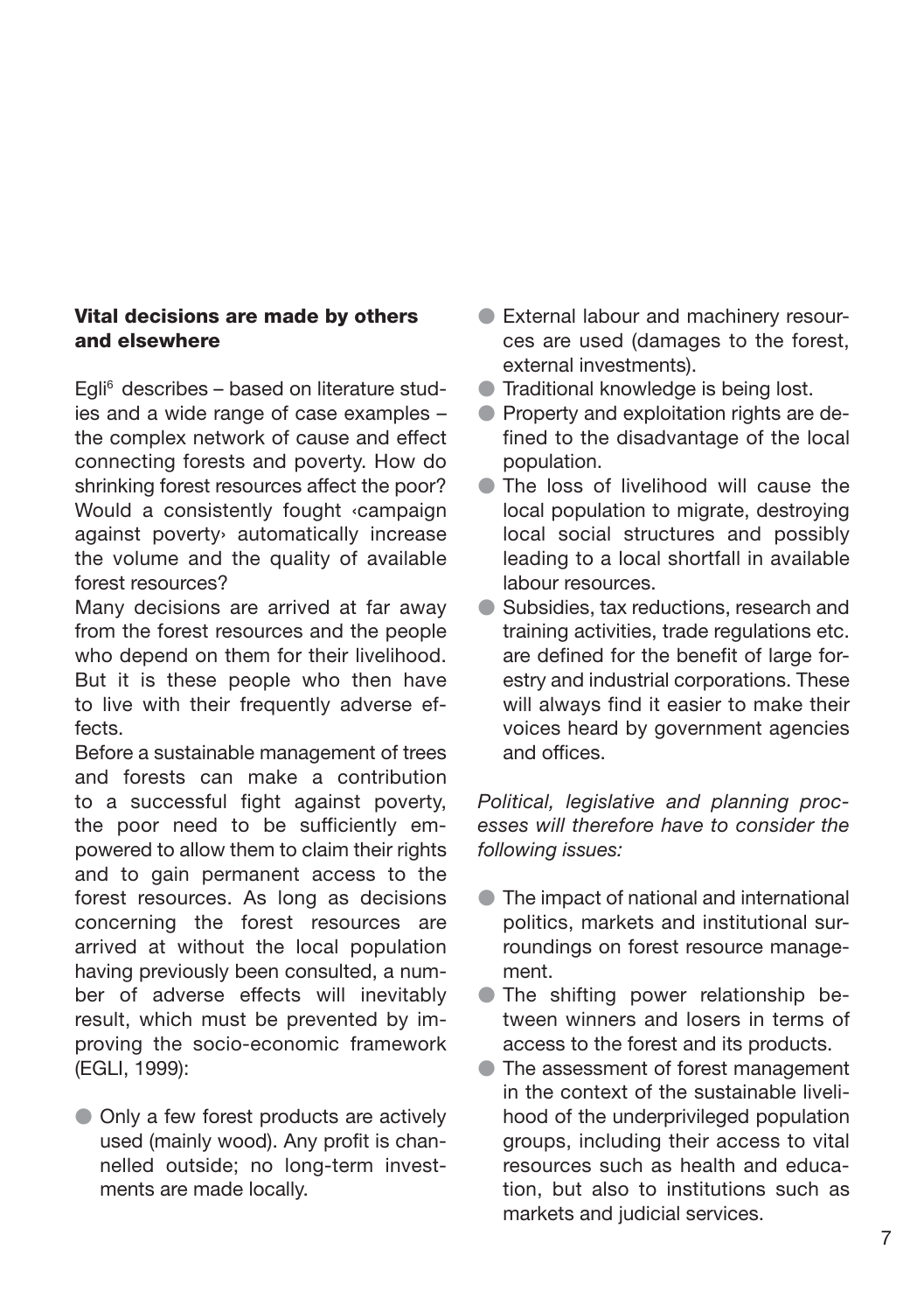### Vital decisions are made by others and elsewhere

Egli[6] describes – based on literature studies and a wide range of case examples – the complex network of cause and effect connecting forests and poverty. How do shrinking forest resources affect the poor? Would a consistently fought ‹campaign against poverty› automatically increase the volume and the quality of available forest resources?

Many decisions are arrived at far away from the forest resources and the people who depend on them for their livelihood. But it is these people who then have to live with their frequently adverse effects.

Before a sustainable management of trees and forests can make a contribution to a successful fight against poverty, the poor need to be sufficiently empowered to allow them to claim their rights and to gain permanent access to the forest resources. As long as decisions concerning the forest resources are arrived at without the local population having previously been consulted, a number of adverse effects will inevitably result, which must be prevented by improving the socio-economic framework (EGLI, 1999):

- Only a few forest products are actively used (mainly wood). Any profit is channelled outside; no long-term investments are made locally.
- External labour and machinery resources are used (damages to the forest, external investments).
- Traditional knowledge is being lost.
- Property and exploitation rights are defined to the disadvantage of the local population.
- The loss of livelihood will cause the local population to migrate, destroying local social structures and possibly leading to a local shortfall in available labour resources.
- Subsidies, tax reductions, research and training activities, trade regulations etc. are defined for the benefit of large forestry and industrial corporations. These will always find it easier to make their voices heard by government agencies and offices.

*Political, legislative and planning processes will therefore have to consider the following issues:*

- The impact of national and international politics, markets and institutional surroundings on forest resource management.
- The shifting power relationship between winners and losers in terms of access to the forest and its products.
- The assessment of forest management in the context of the sustainable livelihood of the underprivileged population groups, including their access to vital resources such as health and education, but also to institutions such as markets and judicial services.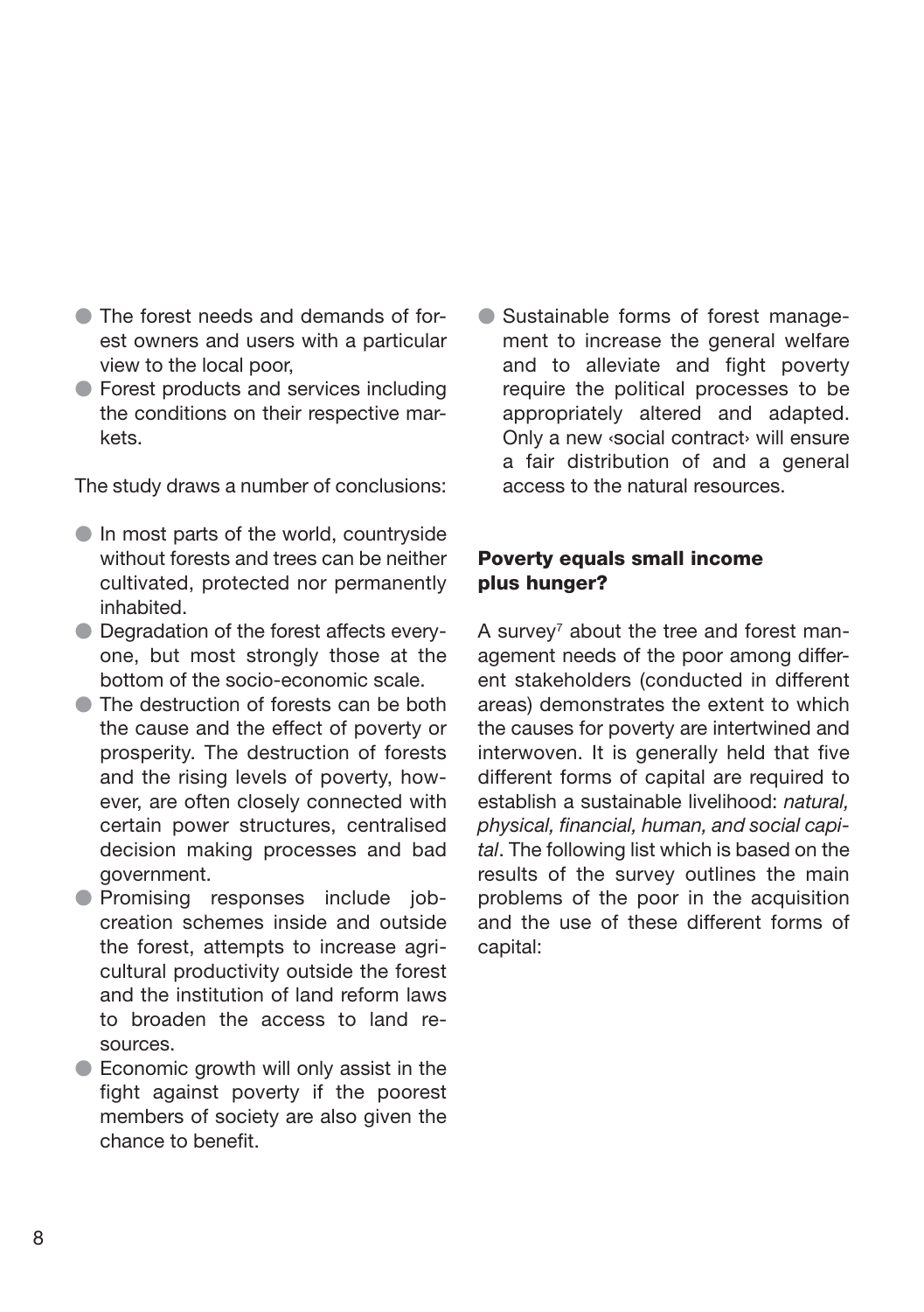- The forest needs and demands of forest owners and users with a particular view to the local poor,
- Forest products and services including the conditions on their respective markets.

The study draws a number of conclusions:

- In most parts of the world, countryside without forests and trees can be neither cultivated, protected nor permanently inhabited.
- Degradation of the forest affects everyone, but most strongly those at the bottom of the socio-economic scale.
- The destruction of forests can be both the cause and the effect of poverty or prosperity. The destruction of forests and the rising levels of poverty, however, are often closely connected with certain power structures, centralised decision making processes and bad government.
- Promising responses include job-creation schemes inside and outside the forest, attempts to increase agricultural productivity outside the forest and the institution of land reform laws to broaden the access to land resources.
- Economic growth will only assist in the fight against poverty if the poorest members of society are also given the chance to benefit.
- Sustainable forms of forest management to increase the general welfare and to alleviate and fight poverty require the political processes to be appropriately altered and adapted. Only a new ‹social contract› will ensure a fair distribution of and a general access to the natural resources.

## Poverty equals small income plus hunger?

A survey[7] about the tree and forest management needs of the poor among different stakeholders (conducted in different areas) demonstrates the extent to which the causes for poverty are intertwined and interwoven. It is generally held that five different forms of capital are required to establish a sustainable livelihood: *natural, physical, financial, human, and social capital*. The following list which is based on the results of the survey outlines the main problems of the poor in the acquisition and the use of these different forms of capital: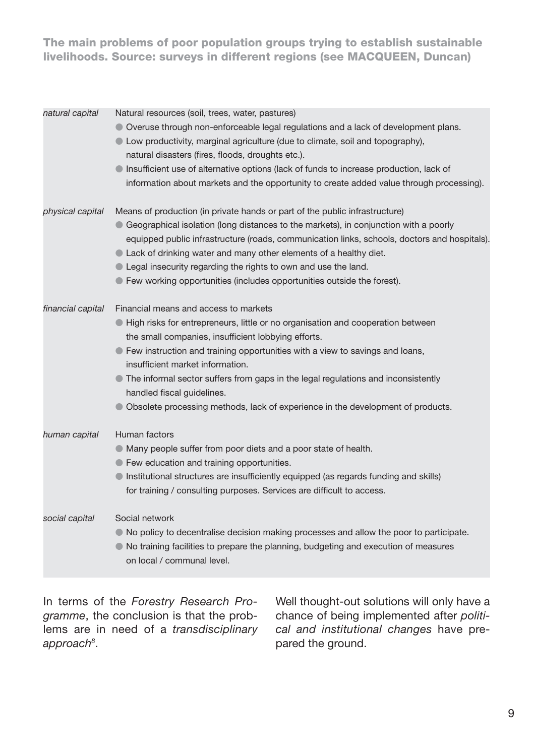**The main problems of poor population groups trying to establish sustainable livelihoods. Source: surveys in different regions (see MACQUEEN, Duncan)**

| | |
|---|---|
| *natural capital* | Natural resources (soil, trees, water, pastures)<br>● Overuse through non-enforceable legal regulations and a lack of development plans.<br>● Low productivity, marginal agriculture (due to climate, soil and topography), natural disasters (fires, floods, droughts etc.).<br>● Insufficient use of alternative options (lack of funds to increase production, lack of information about markets and the opportunity to create added value through processing). |
| *physical capital* | Means of production (in private hands or part of the public infrastructure)<br>● Geographical isolation (long distances to the markets), in conjunction with a poorly equipped public infrastructure (roads, communication links, schools, doctors and hospitals).<br>● Lack of drinking water and many other elements of a healthy diet.<br>● Legal insecurity regarding the rights to own and use the land.<br>● Few working opportunities (includes opportunities outside the forest). |
| *financial capital* | Financial means and access to markets<br>● High risks for entrepreneurs, little or no organisation and cooperation between the small companies, insufficient lobbying efforts.<br>● Few instruction and training opportunities with a view to savings and loans, insufficient market information.<br>● The informal sector suffers from gaps in the legal regulations and inconsistently handled fiscal guidelines.<br>● Obsolete processing methods, lack of experience in the development of products. |
| *human capital* | Human factors<br>● Many people suffer from poor diets and a poor state of health.<br>● Few education and training opportunities.<br>● Institutional structures are insufficiently equipped (as regards funding and skills) for training / consulting purposes. Services are difficult to access. |
| *social capital* | Social network<br>● No policy to decentralise decision making processes and allow the poor to participate.<br>● No training facilities to prepare the planning, budgeting and execution of measures on local / communal level. |

In terms of the *Forestry Research Programme*, the conclusion is that the problems are in need of a *transdisciplinary approach*[8].

Well thought-out solutions will only have a chance of being implemented after *political and institutional changes* have prepared the ground.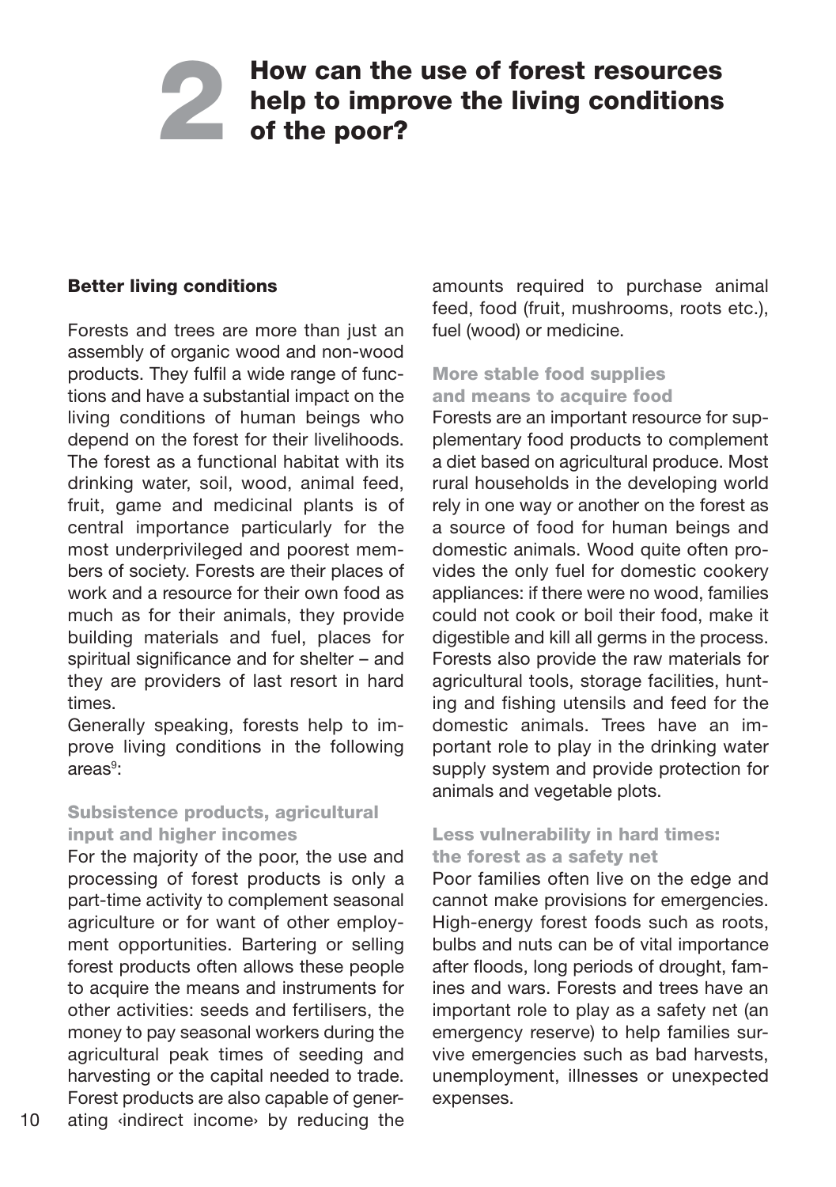# 2 How can the use of forest resources help to improve the living conditions of the poor?

### Better living conditions

Forests and trees are more than just an assembly of organic wood and non-wood products. They fulfil a wide range of functions and have a substantial impact on the living conditions of human beings who depend on the forest for their livelihoods. The forest as a functional habitat with its drinking water, soil, wood, animal feed, fruit, game and medicinal plants is of central importance particularly for the most underprivileged and poorest members of society. Forests are their places of work and a resource for their own food as much as for their animals, they provide building materials and fuel, places for spiritual significance and for shelter – and they are providers of last resort in hard times.

Generally speaking, forests help to improve living conditions in the following areas[9]:

#### Subsistence products, agricultural input and higher incomes

For the majority of the poor, the use and processing of forest products is only a part-time activity to complement seasonal agriculture or for want of other employment opportunities. Bartering or selling forest products often allows these people to acquire the means and instruments for other activities: seeds and fertilisers, the money to pay seasonal workers during the agricultural peak times of seeding and harvesting or the capital needed to trade. Forest products are also capable of generating ‹indirect income› by reducing the amounts required to purchase animal feed, food (fruit, mushrooms, roots etc.), fuel (wood) or medicine.

#### More stable food supplies and means to acquire food

Forests are an important resource for supplementary food products to complement a diet based on agricultural produce. Most rural households in the developing world rely in one way or another on the forest as a source of food for human beings and domestic animals. Wood quite often provides the only fuel for domestic cookery appliances: if there were no wood, families could not cook or boil their food, make it digestible and kill all germs in the process. Forests also provide the raw materials for agricultural tools, storage facilities, hunting and fishing utensils and feed for the domestic animals. Trees have an important role to play in the drinking water supply system and provide protection for animals and vegetable plots.

#### Less vulnerability in hard times: the forest as a safety net

Poor families often live on the edge and cannot make provisions for emergencies. High-energy forest foods such as roots, bulbs and nuts can be of vital importance after floods, long periods of drought, famines and wars. Forests and trees have an important role to play as a safety net (an emergency reserve) to help families survive emergencies such as bad harvests, unemployment, illnesses or unexpected expenses.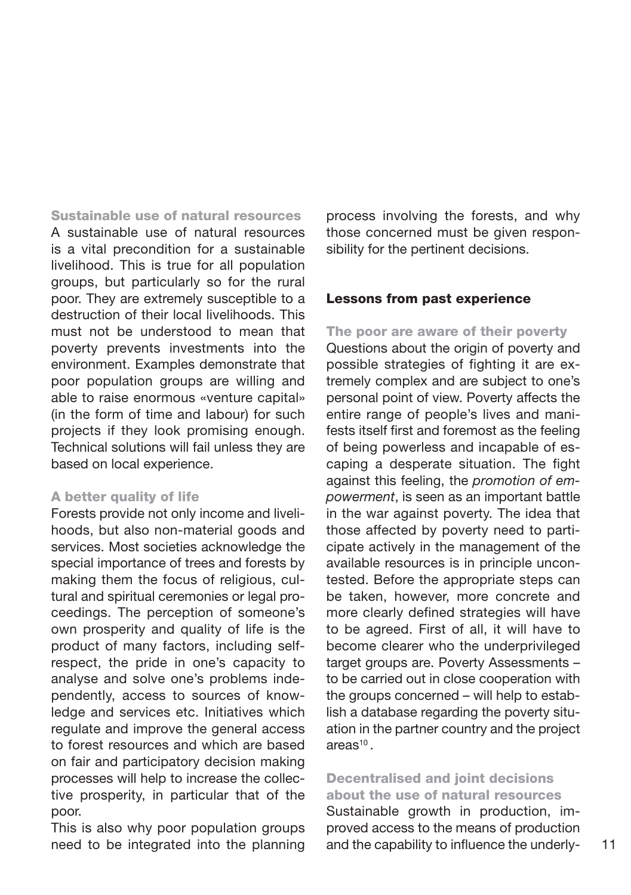### Sustainable use of natural resources

A sustainable use of natural resources is a vital precondition for a sustainable livelihood. This is true for all population groups, but particularly so for the rural poor. They are extremely susceptible to a destruction of their local livelihoods. This must not be understood to mean that poverty prevents investments into the environment. Examples demonstrate that poor population groups are willing and able to raise enormous «venture capital» (in the form of time and labour) for such projects if they look promising enough. Technical solutions will fail unless they are based on local experience.

### A better quality of life

Forests provide not only income and livelihoods, but also non-material goods and services. Most societies acknowledge the special importance of trees and forests by making them the focus of religious, cultural and spiritual ceremonies or legal proceedings. The perception of someone's own prosperity and quality of life is the product of many factors, including self-respect, the pride in one's capacity to analyse and solve one's problems independently, access to sources of knowledge and services etc. Initiatives which regulate and improve the general access to forest resources and which are based on fair and participatory decision making processes will help to increase the collective prosperity, in particular that of the poor.

This is also why poor population groups need to be integrated into the planning process involving the forests, and why those concerned must be given responsibility for the pertinent decisions.

## Lessons from past experience

### The poor are aware of their poverty

Questions about the origin of poverty and possible strategies of fighting it are extremely complex and are subject to one's personal point of view. Poverty affects the entire range of people's lives and manifests itself first and foremost as the feeling of being powerless and incapable of escaping a desperate situation. The fight against this feeling, the *promotion of empowerment*, is seen as an important battle in the war against poverty. The idea that those affected by poverty need to participate actively in the management of the available resources is in principle uncontested. Before the appropriate steps can be taken, however, more concrete and more clearly defined strategies will have to be agreed. First of all, it will have to become clearer who the underprivileged target groups are. Poverty Assessments – to be carried out in close cooperation with the groups concerned – will help to establish a database regarding the poverty situation in the partner country and the project areas[10].

### Decentralised and joint decisions about the use of natural resources

Sustainable growth in production, improved access to the means of production and the capability to influence the underly-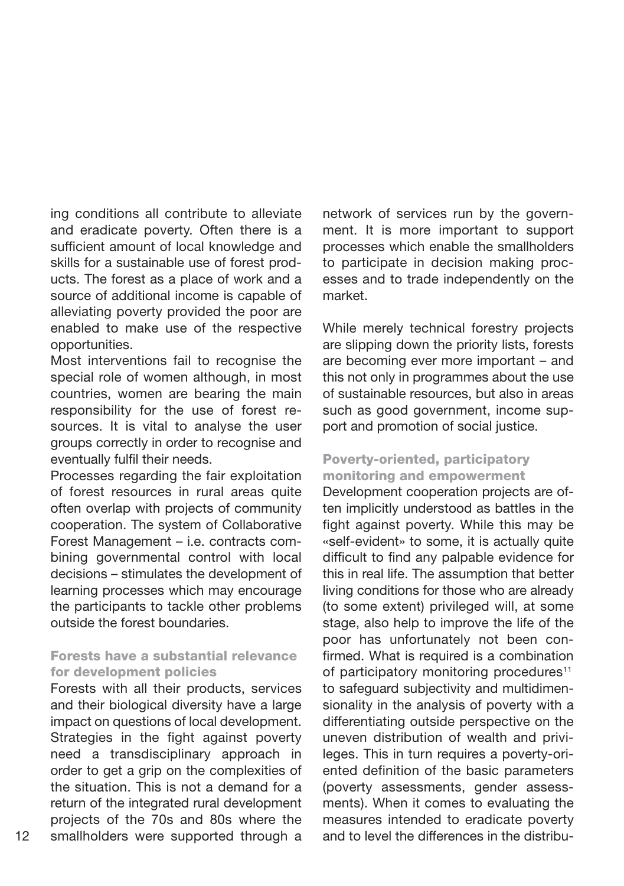ing conditions all contribute to alleviate and eradicate poverty. Often there is a sufficient amount of local knowledge and skills for a sustainable use of forest products. The forest as a place of work and a source of additional income is capable of alleviating poverty provided the poor are enabled to make use of the respective opportunities.

Most interventions fail to recognise the special role of women although, in most countries, women are bearing the main responsibility for the use of forest resources. It is vital to analyse the user groups correctly in order to recognise and eventually fulfil their needs.

Processes regarding the fair exploitation of forest resources in rural areas quite often overlap with projects of community cooperation. The system of Collaborative Forest Management – i.e. contracts combining governmental control with local decisions – stimulates the development of learning processes which may encourage the participants to tackle other problems outside the forest boundaries.

### Forests have a substantial relevance for development policies

Forests with all their products, services and their biological diversity have a large impact on questions of local development. Strategies in the fight against poverty need a transdisciplinary approach in order to get a grip on the complexities of the situation. This is not a demand for a return of the integrated rural development projects of the 70s and 80s where the smallholders were supported through a network of services run by the government. It is more important to support processes which enable the smallholders to participate in decision making processes and to trade independently on the market.

While merely technical forestry projects are slipping down the priority lists, forests are becoming ever more important – and this not only in programmes about the use of sustainable resources, but also in areas such as good government, income support and promotion of social justice.

### Poverty-oriented, participatory monitoring and empowerment

Development cooperation projects are often implicitly understood as battles in the fight against poverty. While this may be «self-evident» to some, it is actually quite difficult to find any palpable evidence for this in real life. The assumption that better living conditions for those who are already (to some extent) privileged will, at some stage, also help to improve the life of the poor has unfortunately not been confirmed. What is required is a combination of participatory monitoring procedures[11] to safeguard subjectivity and multidimensionality in the analysis of poverty with a differentiating outside perspective on the uneven distribution of wealth and privileges. This in turn requires a poverty-oriented definition of the basic parameters (poverty assessments, gender assessments). When it comes to evaluating the measures intended to eradicate poverty and to level the differences in the distribu-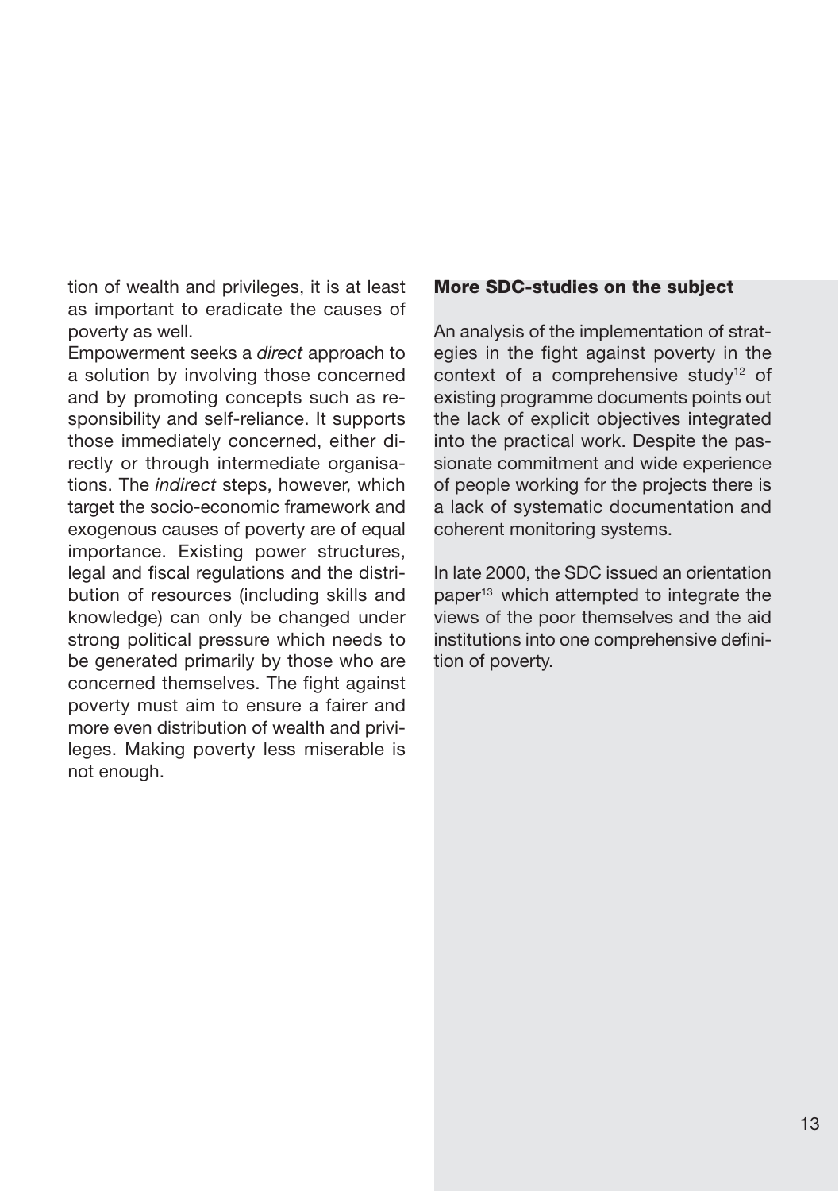tion of wealth and privileges, it is at least as important to eradicate the causes of poverty as well.

Empowerment seeks a *direct* approach to a solution by involving those concerned and by promoting concepts such as responsibility and self-reliance. It supports those immediately concerned, either directly or through intermediate organisations. The *indirect* steps, however, which target the socio-economic framework and exogenous causes of poverty are of equal importance. Existing power structures, legal and fiscal regulations and the distribution of resources (including skills and knowledge) can only be changed under strong political pressure which needs to be generated primarily by those who are concerned themselves. The fight against poverty must aim to ensure a fairer and more even distribution of wealth and privileges. Making poverty less miserable is not enough.

**More SDC-studies on the subject**

An analysis of the implementation of strategies in the fight against poverty in the context of a comprehensive study[12] of existing programme documents points out the lack of explicit objectives integrated into the practical work. Despite the passionate commitment and wide experience of people working for the projects there is a lack of systematic documentation and coherent monitoring systems.

In late 2000, the SDC issued an orientation paper[13] which attempted to integrate the views of the poor themselves and the aid institutions into one comprehensive definition of poverty.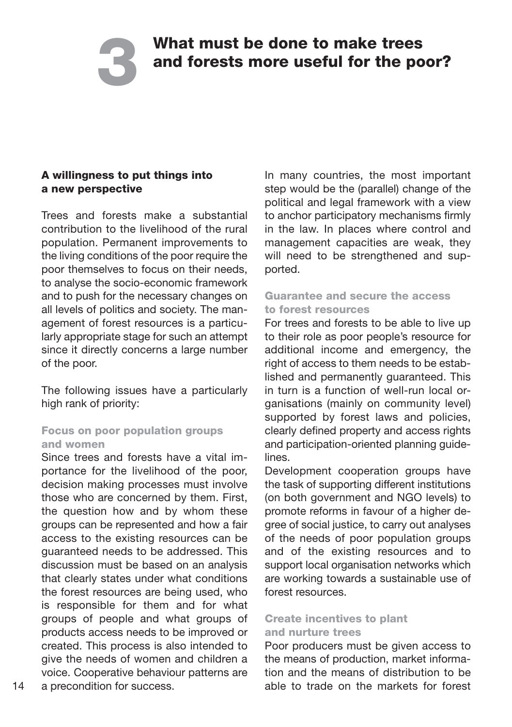# 3 What must be done to make trees and forests more useful for the poor?

## A willingness to put things into a new perspective

Trees and forests make a substantial contribution to the livelihood of the rural population. Permanent improvements to the living conditions of the poor require the poor themselves to focus on their needs, to analyse the socio-economic framework and to push for the necessary changes on all levels of politics and society. The management of forest resources is a particularly appropriate stage for such an attempt since it directly concerns a large number of the poor.

The following issues have a particularly high rank of priority:

### Focus on poor population groups and women

Since trees and forests have a vital importance for the livelihood of the poor, decision making processes must involve those who are concerned by them. First, the question how and by whom these groups can be represented and how a fair access to the existing resources can be guaranteed needs to be addressed. This discussion must be based on an analysis that clearly states under what conditions the forest resources are being used, who is responsible for them and for what groups of people and what groups of products access needs to be improved or created. This process is also intended to give the needs of women and children a voice. Cooperative behaviour patterns are a precondition for success.

In many countries, the most important step would be the (parallel) change of the political and legal framework with a view to anchor participatory mechanisms firmly in the law. In places where control and management capacities are weak, they will need to be strengthened and supported.

### Guarantee and secure the access to forest resources

For trees and forests to be able to live up to their role as poor people's resource for additional income and emergency, the right of access to them needs to be established and permanently guaranteed. This in turn is a function of well-run local organisations (mainly on community level) supported by forest laws and policies, clearly defined property and access rights and participation-oriented planning guidelines.

Development cooperation groups have the task of supporting different institutions (on both government and NGO levels) to promote reforms in favour of a higher degree of social justice, to carry out analyses of the needs of poor population groups and of the existing resources and to support local organisation networks which are working towards a sustainable use of forest resources.

### Create incentives to plant and nurture trees

Poor producers must be given access to the means of production, market information and the means of distribution to be able to trade on the markets for forest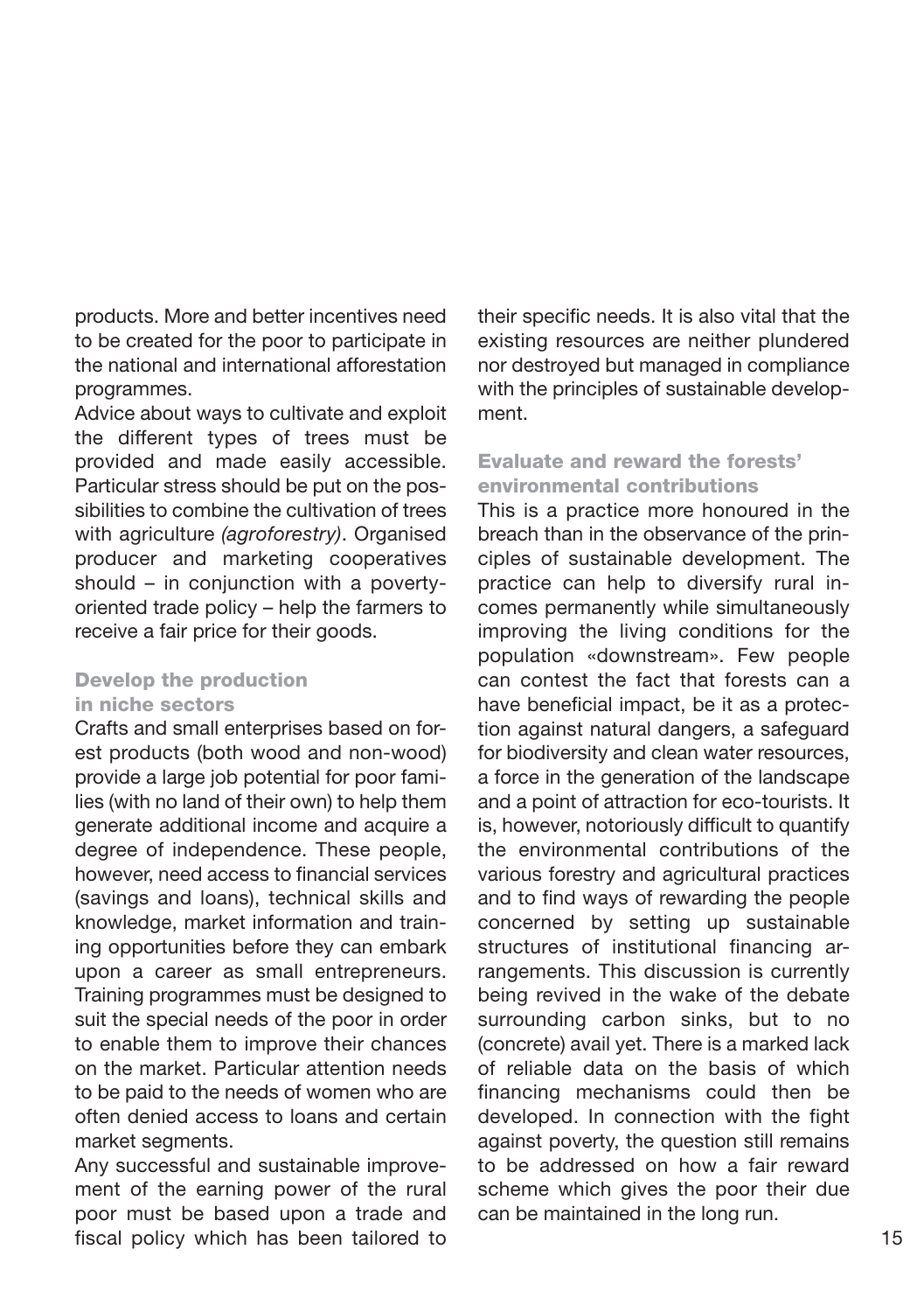products. More and better incentives need to be created for the poor to participate in the national and international afforestation programmes.

Advice about ways to cultivate and exploit the different types of trees must be provided and made easily accessible. Particular stress should be put on the possibilities to combine the cultivation of trees with agriculture *(agroforestry)*. Organised producer and marketing cooperatives should – in conjunction with a poverty-oriented trade policy – help the farmers to receive a fair price for their goods.

### Develop the production in niche sectors

Crafts and small enterprises based on forest products (both wood and non-wood) provide a large job potential for poor families (with no land of their own) to help them generate additional income and acquire a degree of independence. These people, however, need access to financial services (savings and loans), technical skills and knowledge, market information and training opportunities before they can embark upon a career as small entrepreneurs. Training programmes must be designed to suit the special needs of the poor in order to enable them to improve their chances on the market. Particular attention needs to be paid to the needs of women who are often denied access to loans and certain market segments.

Any successful and sustainable improvement of the earning power of the rural poor must be based upon a trade and fiscal policy which has been tailored to their specific needs. It is also vital that the existing resources are neither plundered nor destroyed but managed in compliance with the principles of sustainable development.

### Evaluate and reward the forests' environmental contributions

This is a practice more honoured in the breach than in the observance of the principles of sustainable development. The practice can help to diversify rural incomes permanently while simultaneously improving the living conditions for the population «downstream». Few people can contest the fact that forests can a have beneficial impact, be it as a protection against natural dangers, a safeguard for biodiversity and clean water resources, a force in the generation of the landscape and a point of attraction for eco-tourists. It is, however, notoriously difficult to quantify the environmental contributions of the various forestry and agricultural practices and to find ways of rewarding the people concerned by setting up sustainable structures of institutional financing arrangements. This discussion is currently being revived in the wake of the debate surrounding carbon sinks, but to no (concrete) avail yet. There is a marked lack of reliable data on the basis of which financing mechanisms could then be developed. In connection with the fight against poverty, the question still remains to be addressed on how a fair reward scheme which gives the poor their due can be maintained in the long run.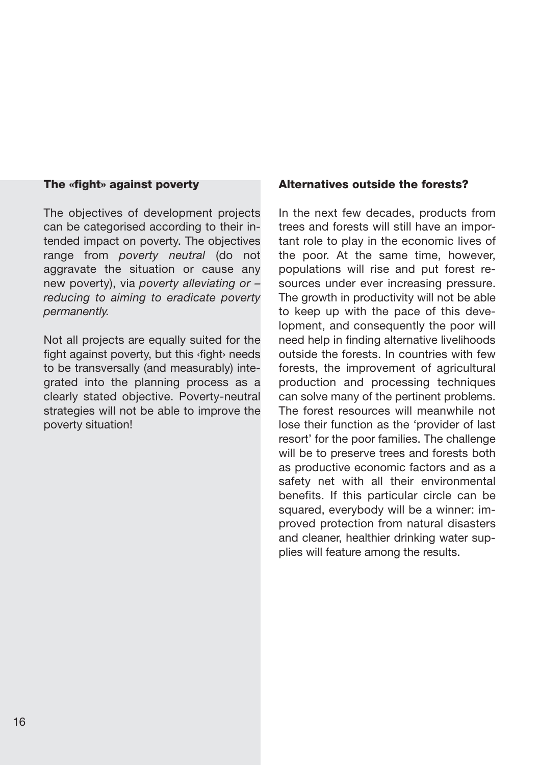## The «fight» against poverty

The objectives of development projects can be categorised according to their intended impact on poverty. The objectives range from *poverty neutral* (do not aggravate the situation or cause any new poverty), via *poverty alleviating or – reducing to aiming to eradicate poverty permanently.*

Not all projects are equally suited for the fight against poverty, but this ‹fight› needs to be transversally (and measurably) integrated into the planning process as a clearly stated objective. Poverty-neutral strategies will not be able to improve the poverty situation!

## Alternatives outside the forests?

In the next few decades, products from trees and forests will still have an important role to play in the economic lives of the poor. At the same time, however, populations will rise and put forest resources under ever increasing pressure. The growth in productivity will not be able to keep up with the pace of this development, and consequently the poor will need help in finding alternative livelihoods outside the forests. In countries with few forests, the improvement of agricultural production and processing techniques can solve many of the pertinent problems. The forest resources will meanwhile not lose their function as the 'provider of last resort' for the poor families. The challenge will be to preserve trees and forests both as productive economic factors and as a safety net with all their environmental benefits. If this particular circle can be squared, everybody will be a winner: improved protection from natural disasters and cleaner, healthier drinking water supplies will feature among the results.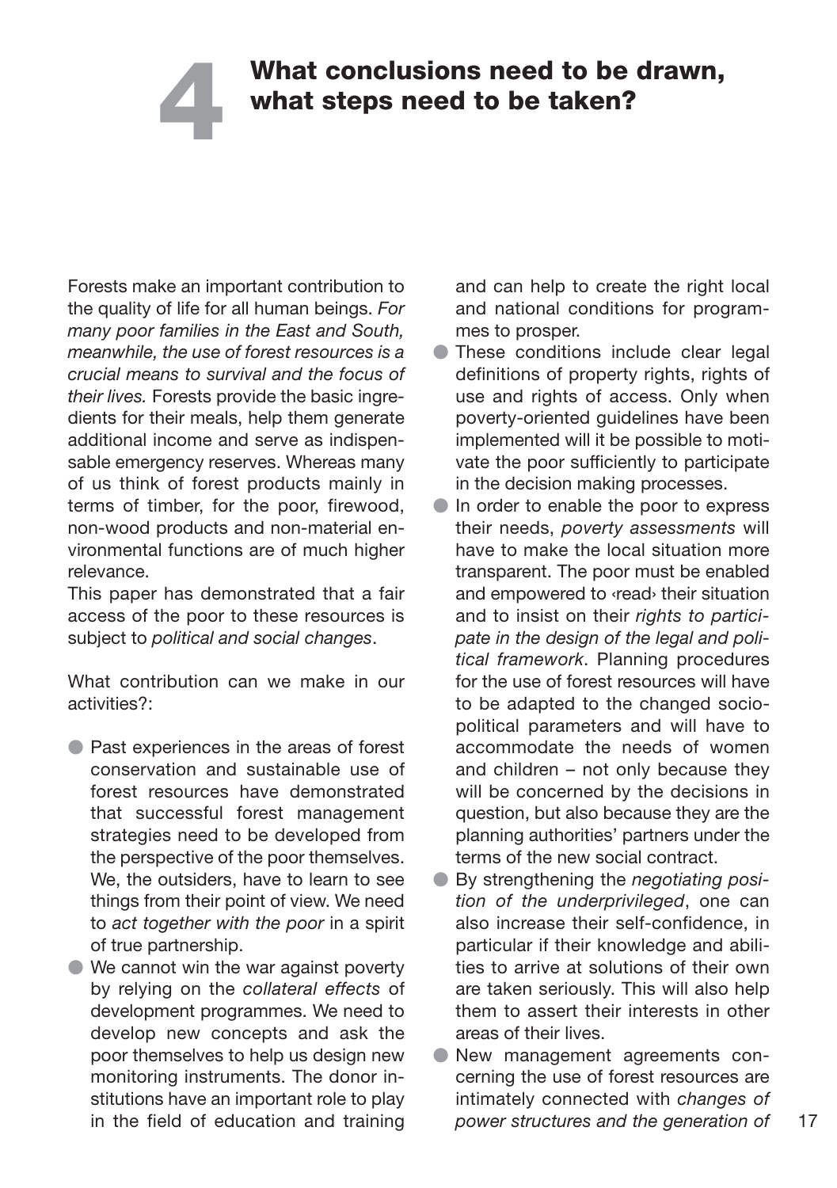# 4 What conclusions need to be drawn, what steps need to be taken?

Forests make an important contribution to the quality of life for all human beings. *For many poor families in the East and South, meanwhile, the use of forest resources is a crucial means to survival and the focus of their lives.* Forests provide the basic ingredients for their meals, help them generate additional income and serve as indispensable emergency reserves. Whereas many of us think of forest products mainly in terms of timber, for the poor, firewood, non-wood products and non-material environmental functions are of much higher relevance.

This paper has demonstrated that a fair access of the poor to these resources is subject to *political and social changes*.

What contribution can we make in our activities?:

- Past experiences in the areas of forest conservation and sustainable use of forest resources have demonstrated that successful forest management strategies need to be developed from the perspective of the poor themselves. We, the outsiders, have to learn to see things from their point of view. We need to *act together with the poor* in a spirit of true partnership.
- We cannot win the war against poverty by relying on the *collateral effects* of development programmes. We need to develop new concepts and ask the poor themselves to help us design new monitoring instruments. The donor institutions have an important role to play in the field of education and training and can help to create the right local and national conditions for programmes to prosper.
- These conditions include clear legal definitions of property rights, rights of use and rights of access. Only when poverty-oriented guidelines have been implemented will it be possible to motivate the poor sufficiently to participate in the decision making processes.
- In order to enable the poor to express their needs, *poverty assessments* will have to make the local situation more transparent. The poor must be enabled and empowered to ‹read› their situation and to insist on their *rights to participate in the design of the legal and political framework*. Planning procedures for the use of forest resources will have to be adapted to the changed socio-political parameters and will have to accommodate the needs of women and children – not only because they will be concerned by the decisions in question, but also because they are the planning authorities' partners under the terms of the new social contract.
- By strengthening the *negotiating position of the underprivileged*, one can also increase their self-confidence, in particular if their knowledge and abilities to arrive at solutions of their own are taken seriously. This will also help them to assert their interests in other areas of their lives.
- New management agreements concerning the use of forest resources are intimately connected with *changes of power structures and the generation of*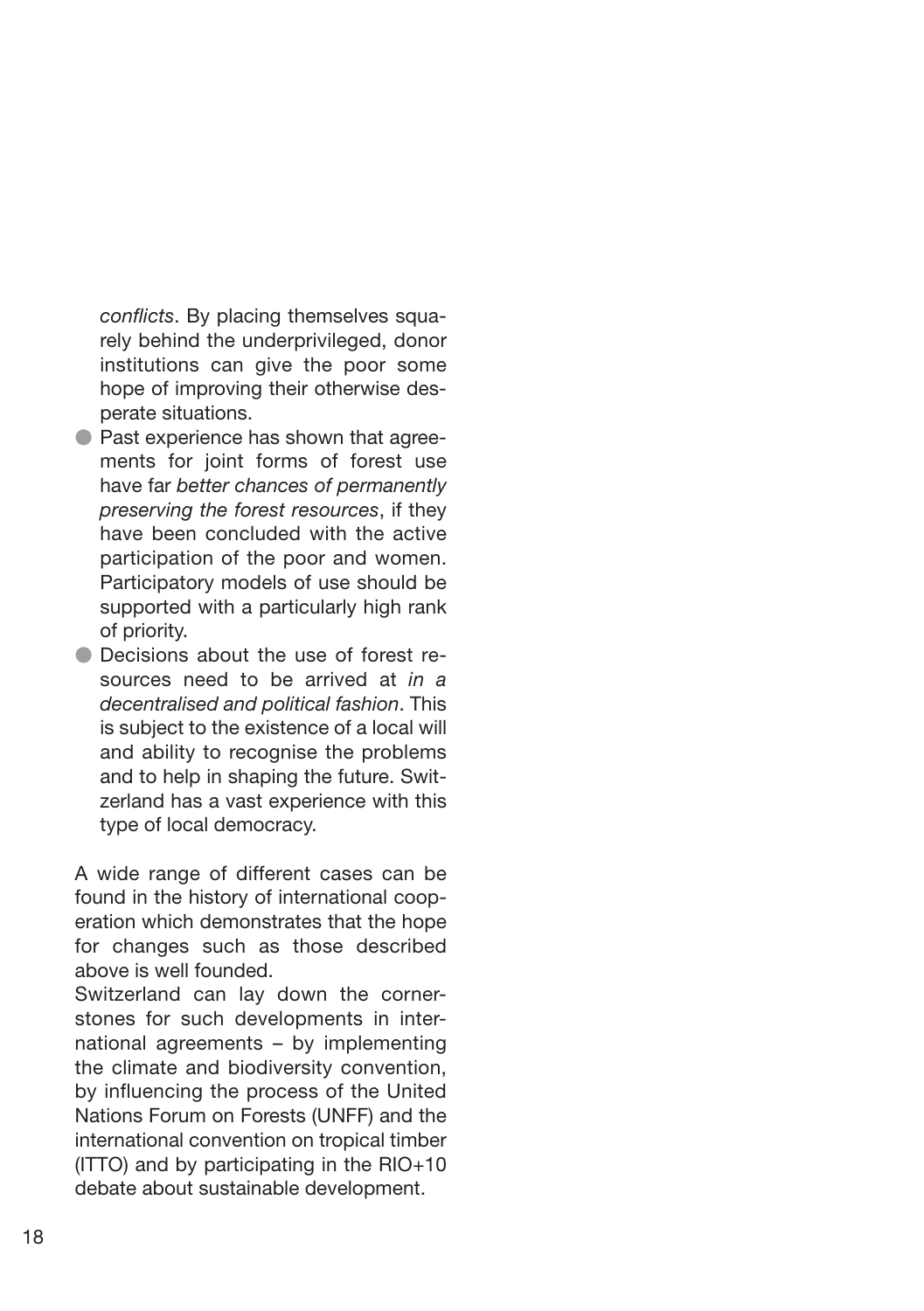*conflicts*. By placing themselves squarely behind the underprivileged, donor institutions can give the poor some hope of improving their otherwise desperate situations.

- Past experience has shown that agreements for joint forms of forest use have far *better chances of permanently preserving the forest resources*, if they have been concluded with the active participation of the poor and women. Participatory models of use should be supported with a particularly high rank of priority.
- Decisions about the use of forest resources need to be arrived at *in a decentralised and political fashion*. This is subject to the existence of a local will and ability to recognise the problems and to help in shaping the future. Switzerland has a vast experience with this type of local democracy.

A wide range of different cases can be found in the history of international cooperation which demonstrates that the hope for changes such as those described above is well founded.

Switzerland can lay down the cornerstones for such developments in international agreements – by implementing the climate and biodiversity convention, by influencing the process of the United Nations Forum on Forests (UNFF) and the international convention on tropical timber (ITTO) and by participating in the RIO+10 debate about sustainable development.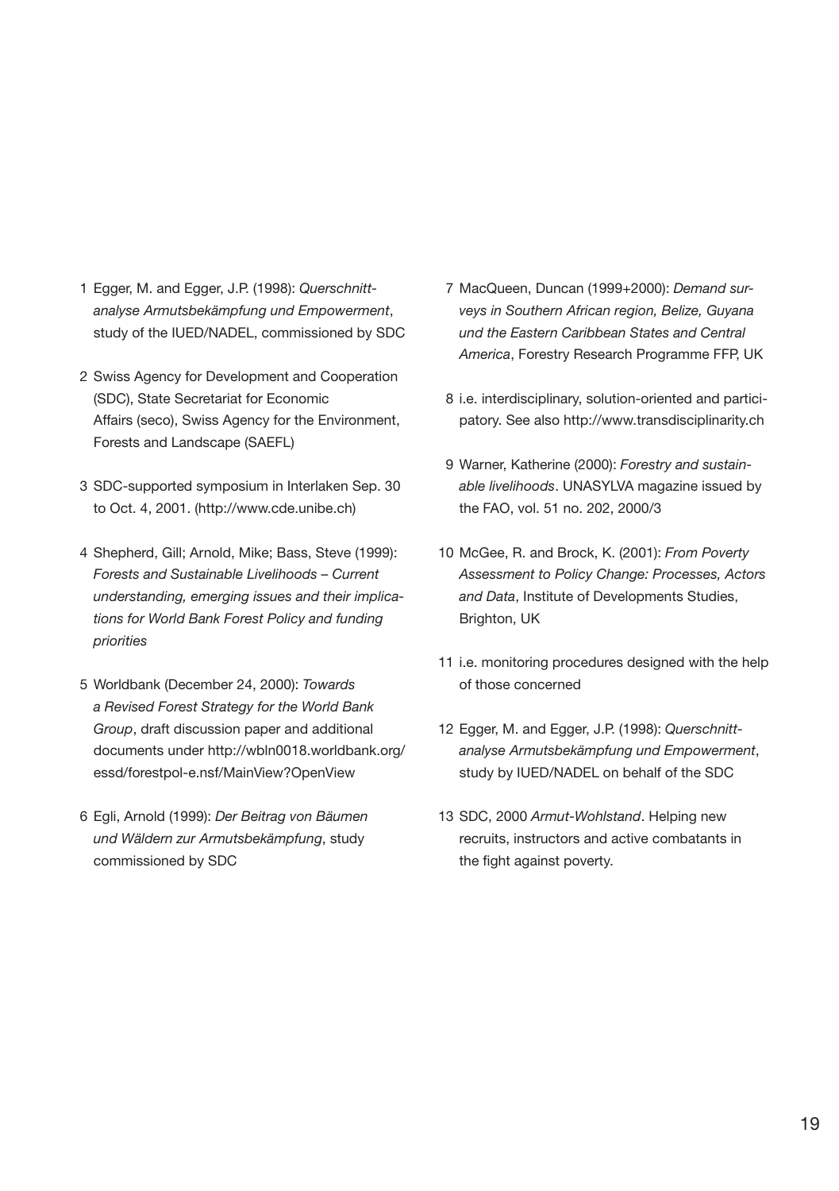1 Egger, M. and Egger, J.P. (1998): *Querschnitt­analyse Armutsbekämpfung und Empowerment*, study of the IUED/NADEL, commissioned by SDC

2 Swiss Agency for Development and Cooperation (SDC), State Secretariat for Economic Affairs (seco), Swiss Agency for the Environment, Forests and Landscape (SAEFL)

3 SDC-supported symposium in Interlaken Sep. 30 to Oct. 4, 2001. (http://www.cde.unibe.ch)

4 Shepherd, Gill; Arnold, Mike; Bass, Steve (1999): *Forests and Sustainable Livelihoods – Current understanding, emerging issues and their implications for World Bank Forest Policy and funding priorities*

5 Worldbank (December 24, 2000): *Towards a Revised Forest Strategy for the World Bank Group*, draft discussion paper and additional documents under http://wbln0018.worldbank.org/essd/forestpol-e.nsf/MainView?OpenView

6 Egli, Arnold (1999): *Der Beitrag von Bäumen und Wäldern zur Armutsbekämpfung*, study commissioned by SDC

7 MacQueen, Duncan (1999+2000): *Demand surveys in Southern African region, Belize, Guyana und the Eastern Caribbean States and Central America*, Forestry Research Programme FFP, UK

8 i.e. interdisciplinary, solution-oriented and participatory. See also http://www.transdisciplinarity.ch

9 Warner, Katherine (2000): *Forestry and sustainable livelihoods*. UNASYLVA magazine issued by the FAO, vol. 51 no. 202, 2000/3

10 McGee, R. and Brock, K. (2001): *From Poverty Assessment to Policy Change: Processes, Actors and Data*, Institute of Developments Studies, Brighton, UK

11 i.e. monitoring procedures designed with the help of those concerned

12 Egger, M. and Egger, J.P. (1998): *Querschnitt­analyse Armutsbekämpfung und Empowerment*, study by IUED/NADEL on behalf of the SDC

13 SDC, 2000 *Armut-Wohlstand*. Helping new recruits, instructors and active combatants in the fight against poverty.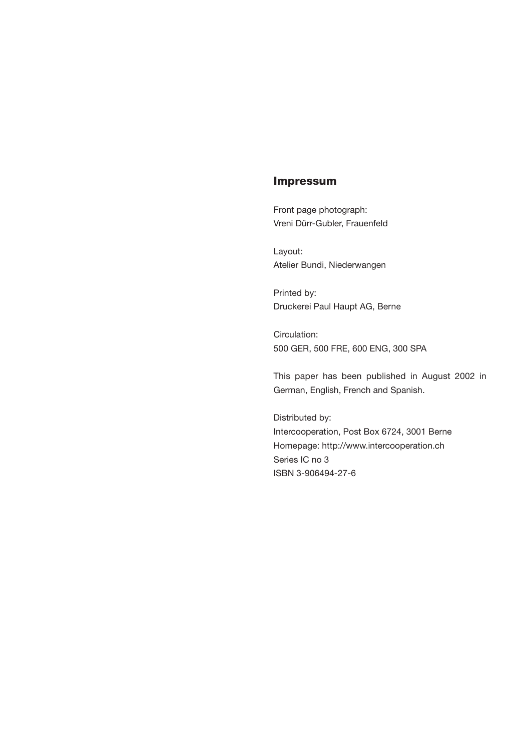## Impressum

Front page photograph:
Vreni Dürr-Gubler, Frauenfeld

Layout:
Atelier Bundi, Niederwangen

Printed by:
Druckerei Paul Haupt AG, Berne

Circulation:
500 GER, 500 FRE, 600 ENG, 300 SPA

This paper has been published in August 2002 in German, English, French and Spanish.

Distributed by:
Intercooperation, Post Box 6724, 3001 Berne
Homepage: http://www.intercooperation.ch
Series IC no 3
ISBN 3-906494-27-6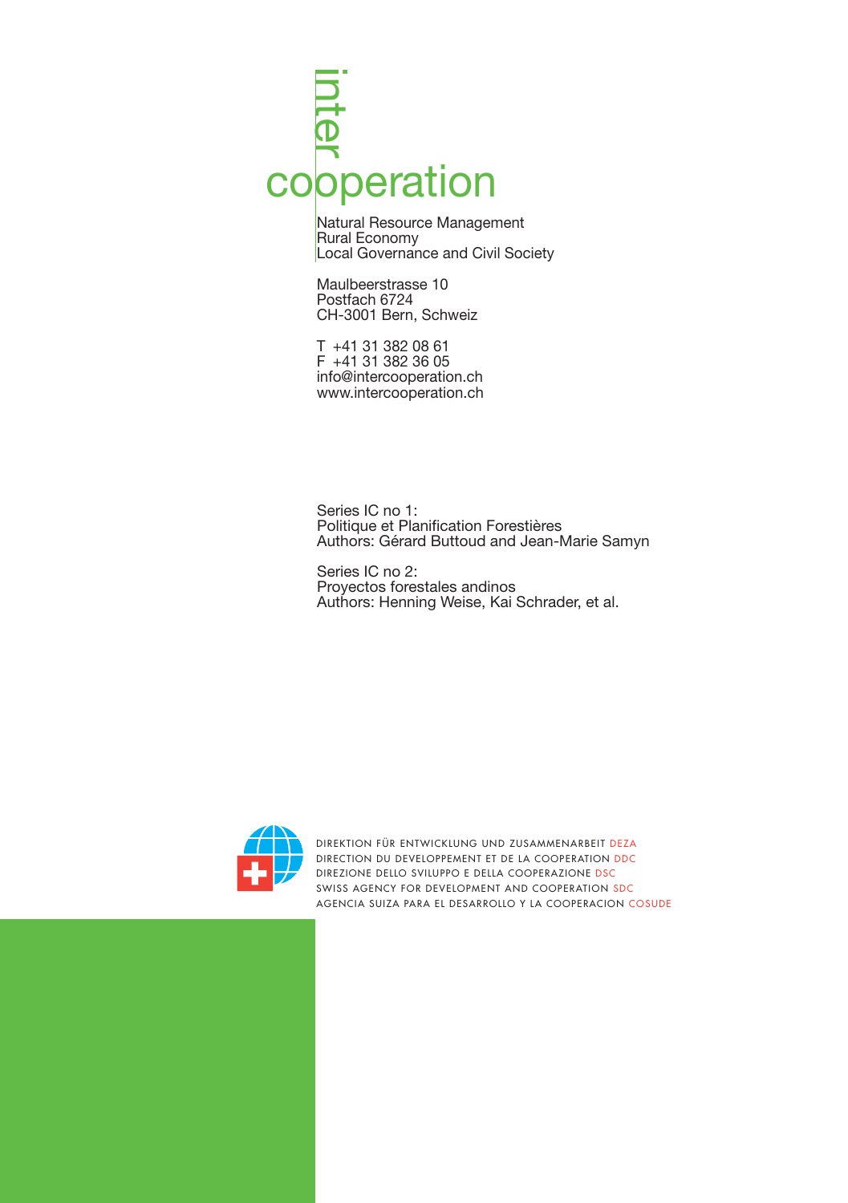inter
cooperation

Natural Resource Management
Rural Economy
Local Governance and Civil Society

Maulbeerstrasse 10
Postfach 6724
CH-3001 Bern, Schweiz

T +41 31 382 08 61
F +41 31 382 36 05
info@intercooperation.ch
www.intercooperation.ch

Series IC no 1:
Politique et Planification Forestières
Authors: Gérard Buttoud and Jean-Marie Samyn

Series IC no 2:
Proyectos forestales andinos
Authors: Henning Weise, Kai Schrader, et al.

DIREKTION FÜR ENTWICKLUNG UND ZUSAMMENARBEIT DEZA
DIRECTION DU DEVELOPPEMENT ET DE LA COOPERATION DDC
DIREZIONE DELLO SVILUPPO E DELLA COOPERAZIONE DSC
SWISS AGENCY FOR DEVELOPMENT AND COOPERATION SDC
AGENCIA SUIZA PARA EL DESARROLLO Y LA COOPERACION COSUDE